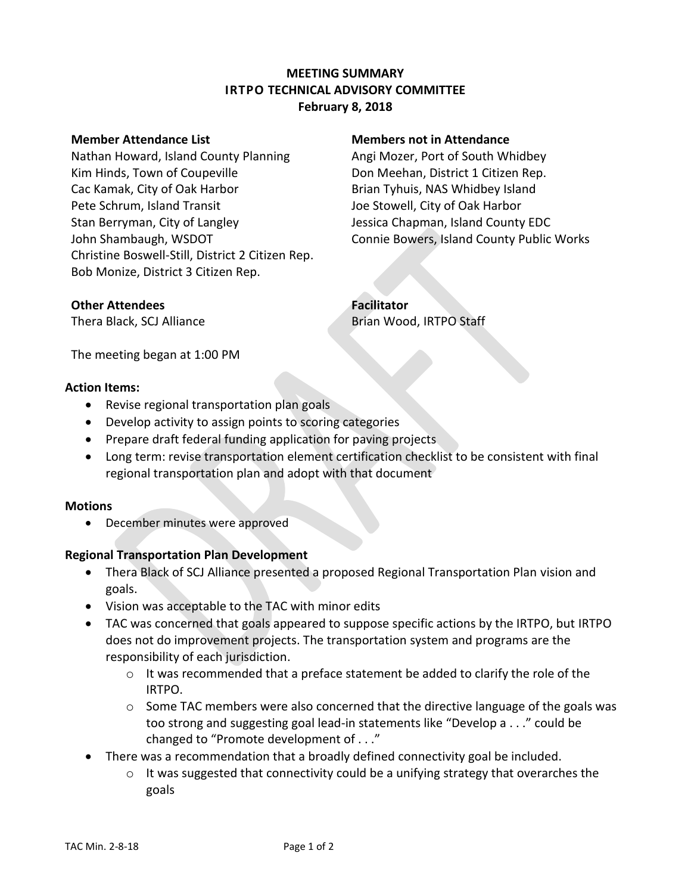# MEETING SUMMARY
## IRTPO TECHNICAL ADVISORY COMMITTEE
### February 8, 2018

**Member Attendance List**

Nathan Howard, Island County Planning
Kim Hinds, Town of Coupeville
Cac Kamak, City of Oak Harbor
Pete Schrum, Island Transit
Stan Berryman, City of Langley
John Shambaugh, WSDOT
Christine Boswell-Still, District 2 Citizen Rep.
Bob Monize, District 3 Citizen Rep.

**Members not in Attendance**

Angi Mozer, Port of South Whidbey
Don Meehan, District 1 Citizen Rep.
Brian Tyhuis, NAS Whidbey Island
Joe Stowell, City of Oak Harbor
Jessica Chapman, Island County EDC
Connie Bowers, Island County Public Works

**Other Attendees**

Thera Black, SCJ Alliance

**Facilitator**

Brian Wood, IRTPO Staff

The meeting began at 1:00 PM

**Action Items:**

- Revise regional transportation plan goals
- Develop activity to assign points to scoring categories
- Prepare draft federal funding application for paving projects
- Long term: revise transportation element certification checklist to be consistent with final regional transportation plan and adopt with that document

**Motions**

- December minutes were approved

**Regional Transportation Plan Development**

- Thera Black of SCJ Alliance presented a proposed Regional Transportation Plan vision and goals.
- Vision was acceptable to the TAC with minor edits
- TAC was concerned that goals appeared to suppose specific actions by the IRTPO, but IRTPO does not do improvement projects. The transportation system and programs are the responsibility of each jurisdiction.
  - It was recommended that a preface statement be added to clarify the role of the IRTPO.
  - Some TAC members were also concerned that the directive language of the goals was too strong and suggesting goal lead-in statements like "Develop a . . ." could be changed to "Promote development of . . ."
- There was a recommendation that a broadly defined connectivity goal be included.
  - It was suggested that connectivity could be a unifying strategy that overarches the goals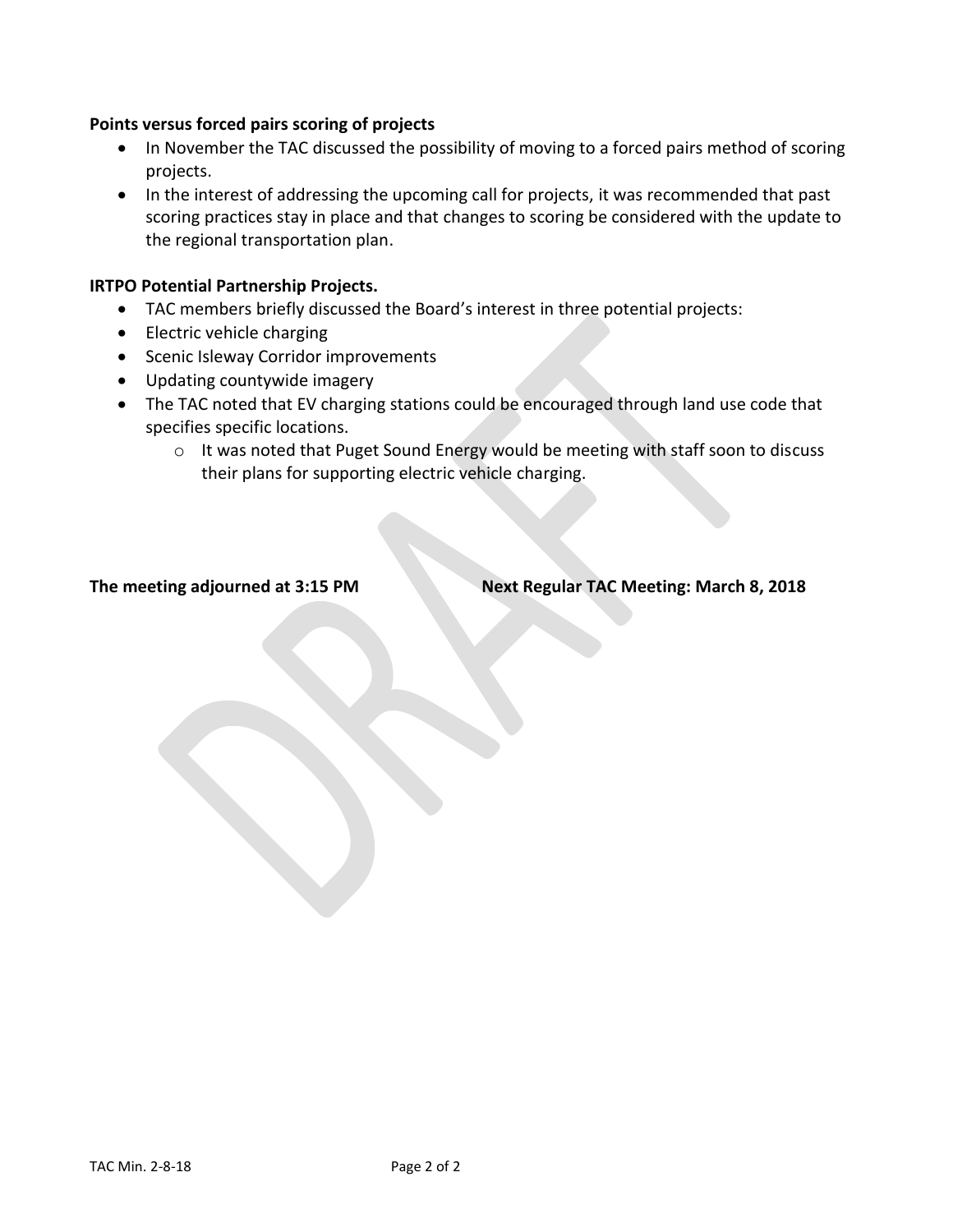**Points versus forced pairs scoring of projects**

- In November the TAC discussed the possibility of moving to a forced pairs method of scoring projects.
- In the interest of addressing the upcoming call for projects, it was recommended that past scoring practices stay in place and that changes to scoring be considered with the update to the regional transportation plan.

**IRTPO Potential Partnership Projects.**

- TAC members briefly discussed the Board's interest in three potential projects:
- Electric vehicle charging
- Scenic Isleway Corridor improvements
- Updating countywide imagery
- The TAC noted that EV charging stations could be encouraged through land use code that specifies specific locations.
  - It was noted that Puget Sound Energy would be meeting with staff soon to discuss their plans for supporting electric vehicle charging.

**The meeting adjourned at 3:15 PM**

**Next Regular TAC Meeting: March 8, 2018**